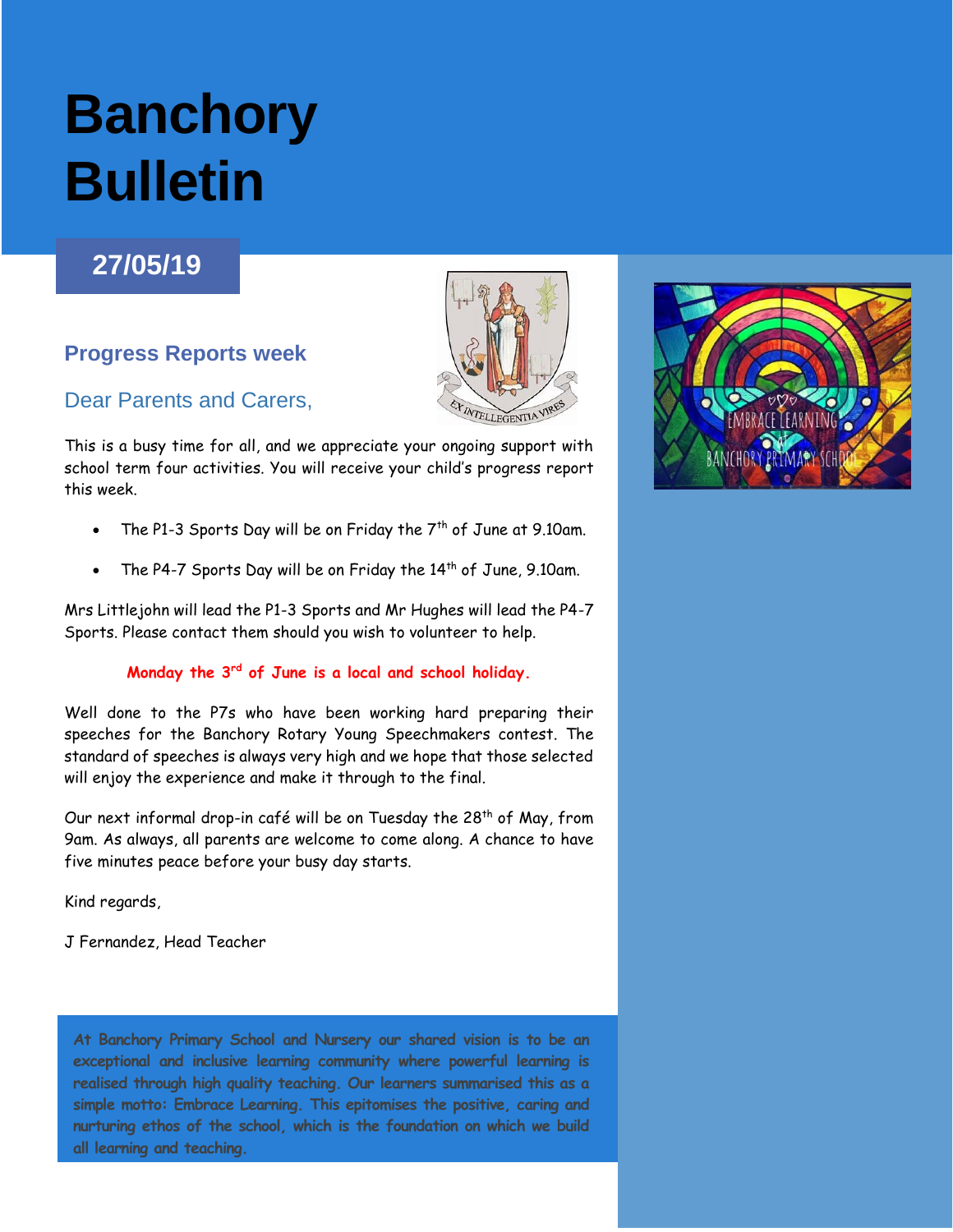# Banchory Bulletin

## 27/05/19

### Progress Reports week

Dear Parents and Carers,

This is a busy time for all, and we appreciate your ongoing support with school term four activities. You will receive your child's progress report this week.

- The P1-3 Sports Day will be on Friday the 7th of June at 9.10am.
- The P4-7 Sports Day will be on Friday the 14th of June, 9.10am.

Mrs Littlejohn will lead the P1-3 Sports and Mr Hughes will lead the P4-7 Sports. Please contact them should you wish to volunteer to help.

**Monday the 3rd of June is a local and school holiday.**

Well done to the P7s who have been working hard preparing their speeches for the Banchory Rotary Young Speechmakers contest. The standard of speeches is always very high and we hope that those selected will enjoy the experience and make it through to the final.

Our next informal drop-in café will be on Tuesday the 28th of May, from 9am. As always, all parents are welcome to come along. A chance to have five minutes peace before your busy day starts.

Kind regards,

J Fernandez, Head Teacher

At Banchory Primary School and Nursery our shared vision is to be an exceptional and inclusive learning community where powerful learning is realised through high quality teaching. Our learners summarised this as a simple motto: Embrace Learning. This epitomises the positive, caring and nurturing ethos of the school, which is the foundation on which we build all learning and teaching.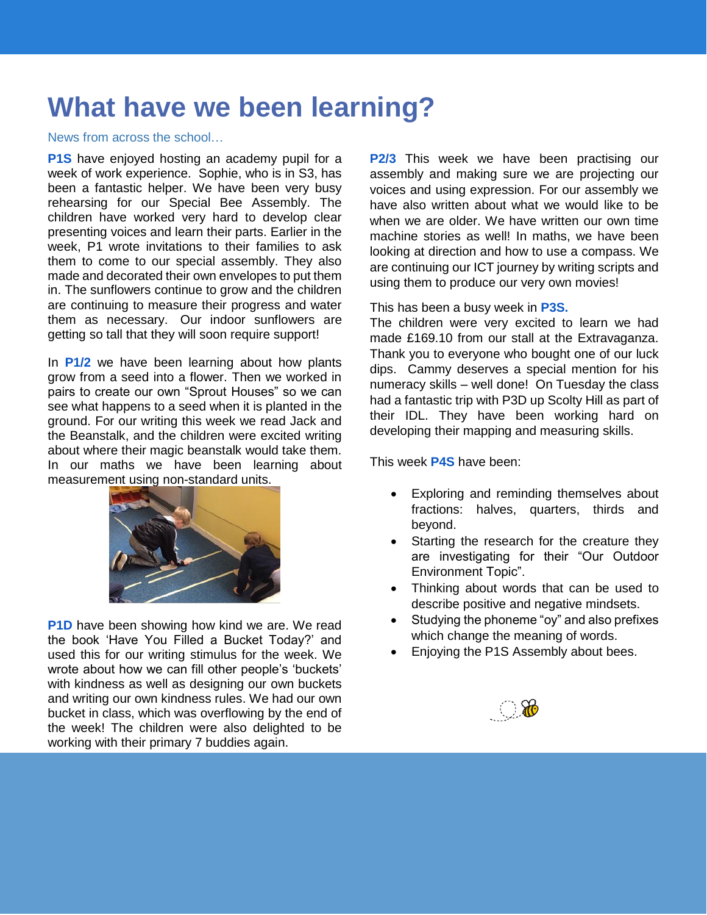# What have we been learning?

News from across the school…

**P1S** have enjoyed hosting an academy pupil for a week of work experience. Sophie, who is in S3, has been a fantastic helper. We have been very busy rehearsing for our Special Bee Assembly. The children have worked very hard to develop clear presenting voices and learn their parts. Earlier in the week, P1 wrote invitations to their families to ask them to come to our special assembly. They also made and decorated their own envelopes to put them in. The sunflowers continue to grow and the children are continuing to measure their progress and water them as necessary. Our indoor sunflowers are getting so tall that they will soon require support!

In **P1/2** we have been learning about how plants grow from a seed into a flower. Then we worked in pairs to create our own "Sprout Houses" so we can see what happens to a seed when it is planted in the ground. For our writing this week we read Jack and the Beanstalk, and the children were excited writing about where their magic beanstalk would take them. In our maths we have been learning about measurement using non-standard units.

**P1D** have been showing how kind we are. We read the book 'Have You Filled a Bucket Today?' and used this for our writing stimulus for the week. We wrote about how we can fill other people's 'buckets' with kindness as well as designing our own buckets and writing our own kindness rules. We had our own bucket in class, which was overflowing by the end of the week! The children were also delighted to be working with their primary 7 buddies again.

**P2/3** This week we have been practising our assembly and making sure we are projecting our voices and using expression. For our assembly we have also written about what we would like to be when we are older. We have written our own time machine stories as well! In maths, we have been looking at direction and how to use a compass. We are continuing our ICT journey by writing scripts and using them to produce our very own movies!

This has been a busy week in **P3S.**
The children were very excited to learn we had made £169.10 from our stall at the Extravaganza. Thank you to everyone who bought one of our luck dips. Cammy deserves a special mention for his numeracy skills – well done! On Tuesday the class had a fantastic trip with P3D up Scolty Hill as part of their IDL. They have been working hard on developing their mapping and measuring skills.

This week **P4S** have been:

- Exploring and reminding themselves about fractions: halves, quarters, thirds and beyond.
- Starting the research for the creature they are investigating for their "Our Outdoor Environment Topic".
- Thinking about words that can be used to describe positive and negative mindsets.
- Studying the phoneme "oy" and also prefixes which change the meaning of words.
- Enjoying the P1S Assembly about bees.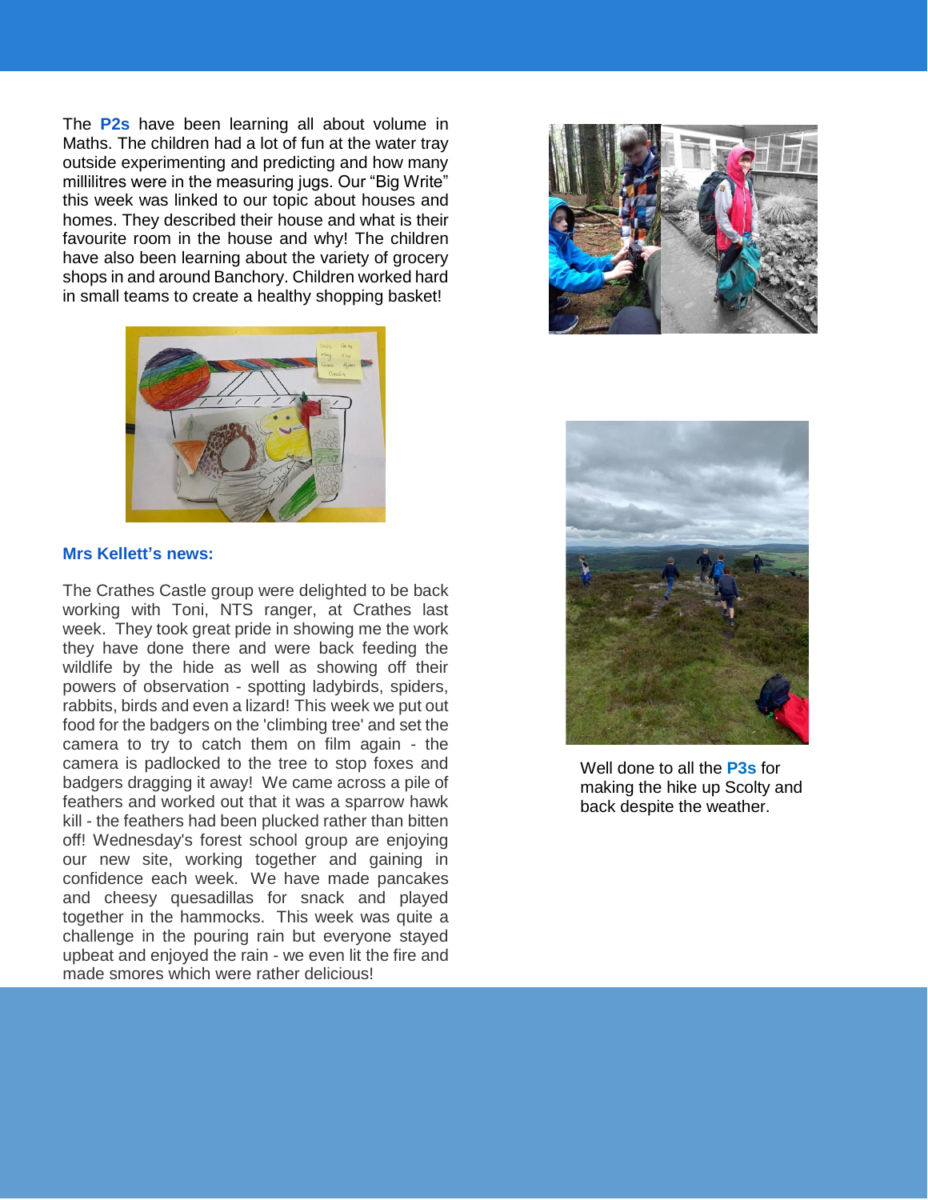The **P2s** have been learning all about volume in Maths. The children had a lot of fun at the water tray outside experimenting and predicting and how many millilitres were in the measuring jugs. Our "Big Write" this week was linked to our topic about houses and homes. They described their house and what is their favourite room in the house and why! The children have also been learning about the variety of grocery shops in and around Banchory. Children worked hard in small teams to create a healthy shopping basket!

### Mrs Kellett's news:

The Crathes Castle group were delighted to be back working with Toni, NTS ranger, at Crathes last week. They took great pride in showing me the work they have done there and were back feeding the wildlife by the hide as well as showing off their powers of observation - spotting ladybirds, spiders, rabbits, birds and even a lizard! This week we put out food for the badgers on the 'climbing tree' and set the camera to try to catch them on film again - the camera is padlocked to the tree to stop foxes and badgers dragging it away! We came across a pile of feathers and worked out that it was a sparrow hawk kill - the feathers had been plucked rather than bitten off! Wednesday's forest school group are enjoying our new site, working together and gaining in confidence each week. We have made pancakes and cheesy quesadillas for snack and played together in the hammocks. This week was quite a challenge in the pouring rain but everyone stayed upbeat and enjoyed the rain - we even lit the fire and made smores which were rather delicious!

Well done to all the **P3s** for making the hike up Scolty and back despite the weather.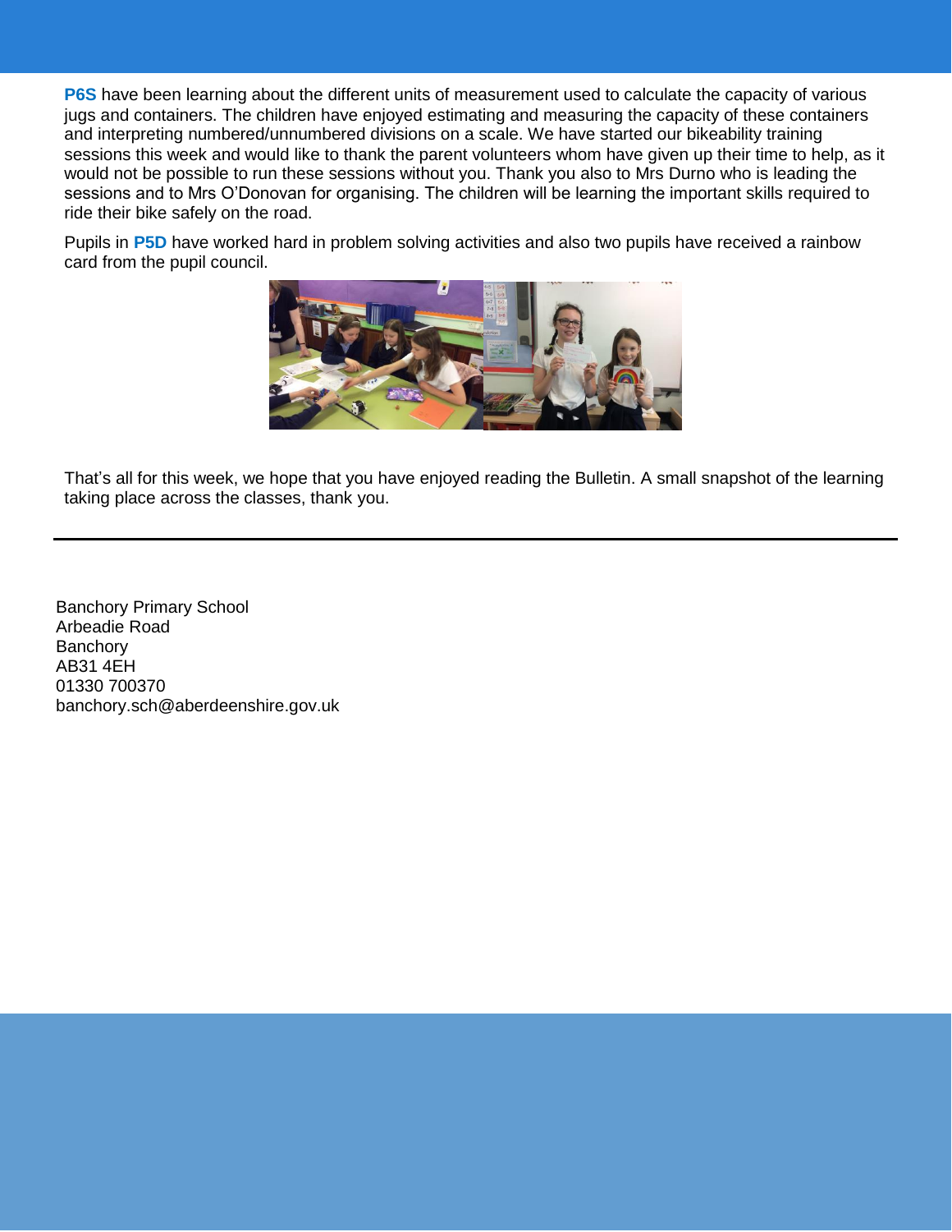**P6S** have been learning about the different units of measurement used to calculate the capacity of various jugs and containers. The children have enjoyed estimating and measuring the capacity of these containers and interpreting numbered/unnumbered divisions on a scale. We have started our bikeability training sessions this week and would like to thank the parent volunteers whom have given up their time to help, as it would not be possible to run these sessions without you. Thank you also to Mrs Durno who is leading the sessions and to Mrs O'Donovan for organising. The children will be learning the important skills required to ride their bike safely on the road.

Pupils in **P5D** have worked hard in problem solving activities and also two pupils have received a rainbow card from the pupil council.

That's all for this week, we hope that you have enjoyed reading the Bulletin. A small snapshot of the learning taking place across the classes, thank you.

---

Banchory Primary School
Arbeadie Road
Banchory
AB31 4EH
01330 700370
banchory.sch@aberdeenshire.gov.uk